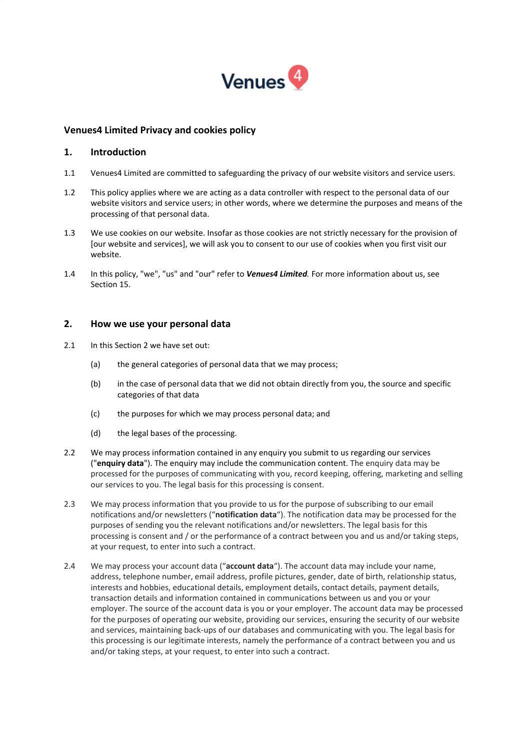Venues4

# Venues4 Limited Privacy and cookies policy

## 1. Introduction

1.1 Venues4 Limited are committed to safeguarding the privacy of our website visitors and service users.

1.2 This policy applies where we are acting as a data controller with respect to the personal data of our website visitors and service users; in other words, where we determine the purposes and means of the processing of that personal data.

1.3 We use cookies on our website. Insofar as those cookies are not strictly necessary for the provision of [our website and services], we will ask you to consent to our use of cookies when you first visit our website.

1.4 In this policy, "we", "us" and "our" refer to ***Venues4 Limited.*** For more information about us, see Section 15.

## 2. How we use your personal data

2.1 In this Section 2 we have set out:

(a) the general categories of personal data that we may process;

(b) in the case of personal data that we did not obtain directly from you, the source and specific categories of that data

(c) the purposes for which we may process personal data; and

(d) the legal bases of the processing.

2.2 We may process information contained in any enquiry you submit to us regarding our services ("**enquiry data**"). The enquiry may include the communication content. The enquiry data may be processed for the purposes of communicating with you, record keeping, offering, marketing and selling our services to you. The legal basis for this processing is consent.

2.3 We may process information that you provide to us for the purpose of subscribing to our email notifications and/or newsletters ("**notification data**"). The notification data may be processed for the purposes of sending you the relevant notifications and/or newsletters. The legal basis for this processing is consent and / or the performance of a contract between you and us and/or taking steps, at your request, to enter into such a contract.

2.4 We may process your account data ("**account data**"). The account data may include your name, address, telephone number, email address, profile pictures, gender, date of birth, relationship status, interests and hobbies, educational details, employment details, contact details, payment details, transaction details and information contained in communications between us and you or your employer. The source of the account data is you or your employer. The account data may be processed for the purposes of operating our website, providing our services, ensuring the security of our website and services, maintaining back-ups of our databases and communicating with you. The legal basis for this processing is our legitimate interests, namely the performance of a contract between you and us and/or taking steps, at your request, to enter into such a contract.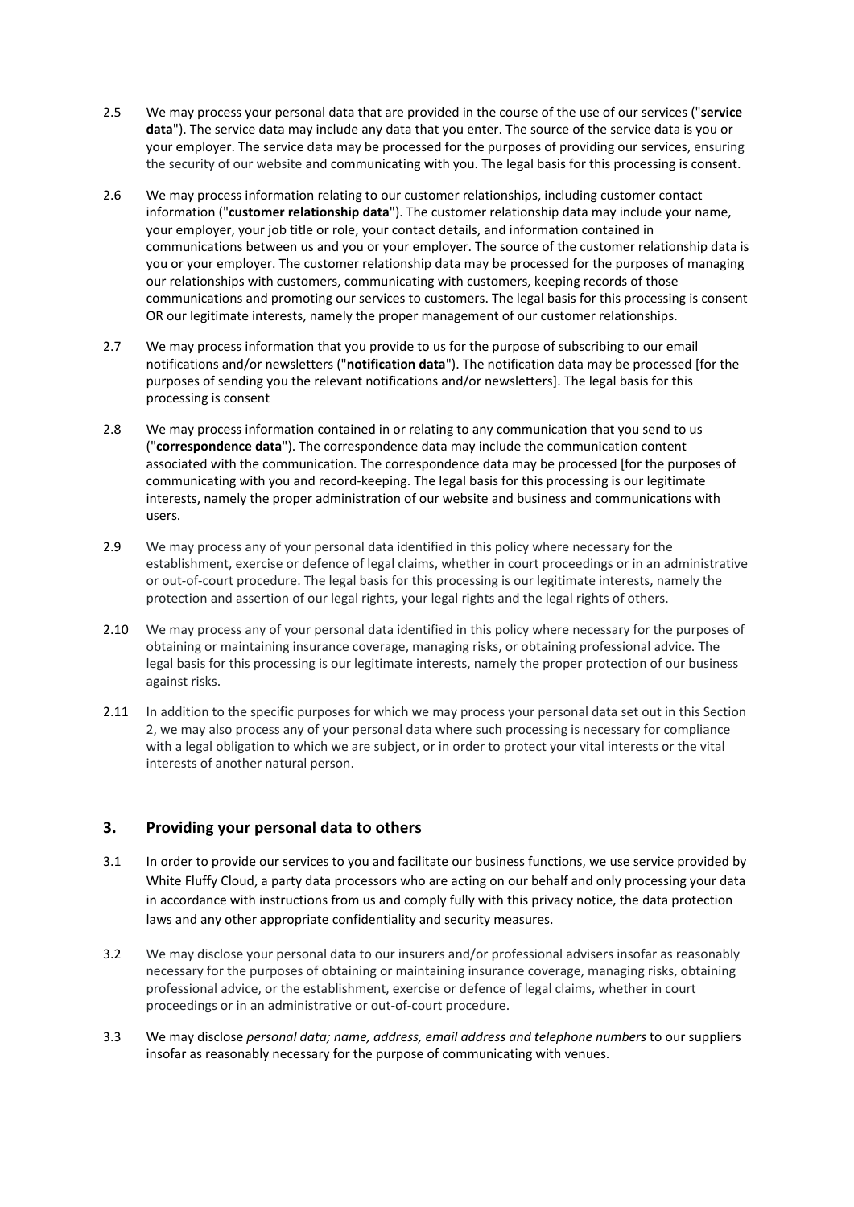2.5 We may process your personal data that are provided in the course of the use of our services ("**service data**"). The service data may include any data that you enter. The source of the service data is you or your employer. The service data may be processed for the purposes of providing our services, ensuring the security of our website and communicating with you. The legal basis for this processing is consent.

2.6 We may process information relating to our customer relationships, including customer contact information ("**customer relationship data**"). The customer relationship data may include your name, your employer, your job title or role, your contact details, and information contained in communications between us and you or your employer. The source of the customer relationship data is you or your employer. The customer relationship data may be processed for the purposes of managing our relationships with customers, communicating with customers, keeping records of those communications and promoting our services to customers. The legal basis for this processing is consent OR our legitimate interests, namely the proper management of our customer relationships.

2.7 We may process information that you provide to us for the purpose of subscribing to our email notifications and/or newsletters ("**notification data**"). The notification data may be processed [for the purposes of sending you the relevant notifications and/or newsletters]. The legal basis for this processing is consent

2.8 We may process information contained in or relating to any communication that you send to us ("**correspondence data**"). The correspondence data may include the communication content associated with the communication. The correspondence data may be processed [for the purposes of communicating with you and record-keeping. The legal basis for this processing is our legitimate interests, namely the proper administration of our website and business and communications with users.

2.9 We may process any of your personal data identified in this policy where necessary for the establishment, exercise or defence of legal claims, whether in court proceedings or in an administrative or out-of-court procedure. The legal basis for this processing is our legitimate interests, namely the protection and assertion of our legal rights, your legal rights and the legal rights of others.

2.10 We may process any of your personal data identified in this policy where necessary for the purposes of obtaining or maintaining insurance coverage, managing risks, or obtaining professional advice. The legal basis for this processing is our legitimate interests, namely the proper protection of our business against risks.

2.11 In addition to the specific purposes for which we may process your personal data set out in this Section 2, we may also process any of your personal data where such processing is necessary for compliance with a legal obligation to which we are subject, or in order to protect your vital interests or the vital interests of another natural person.

## 3. Providing your personal data to others

3.1 In order to provide our services to you and facilitate our business functions, we use service provided by White Fluffy Cloud, a party data processors who are acting on our behalf and only processing your data in accordance with instructions from us and comply fully with this privacy notice, the data protection laws and any other appropriate confidentiality and security measures.

3.2 We may disclose your personal data to our insurers and/or professional advisers insofar as reasonably necessary for the purposes of obtaining or maintaining insurance coverage, managing risks, obtaining professional advice, or the establishment, exercise or defence of legal claims, whether in court proceedings or in an administrative or out-of-court procedure.

3.3 We may disclose *personal data; name, address, email address and telephone numbers* to our suppliers insofar as reasonably necessary for the purpose of communicating with venues.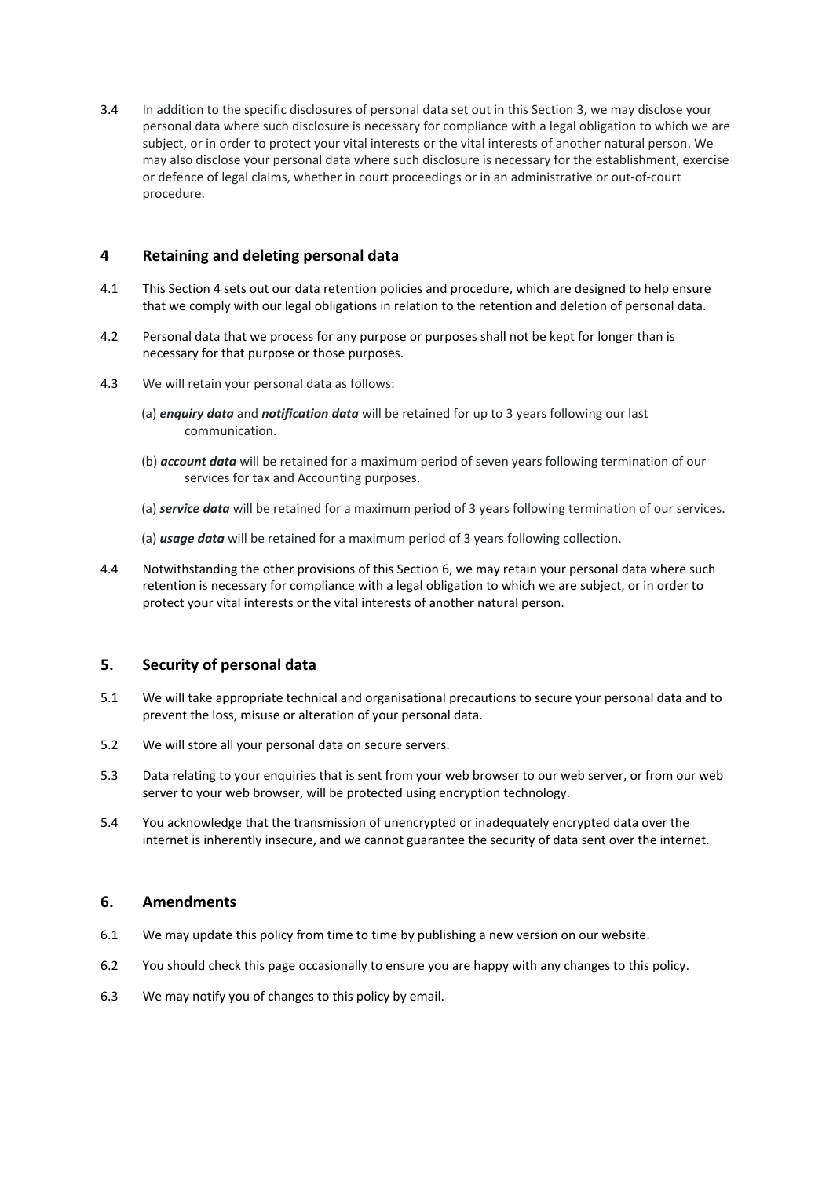3.4 In addition to the specific disclosures of personal data set out in this Section 3, we may disclose your personal data where such disclosure is necessary for compliance with a legal obligation to which we are subject, or in order to protect your vital interests or the vital interests of another natural person. We may also disclose your personal data where such disclosure is necessary for the establishment, exercise or defence of legal claims, whether in court proceedings or in an administrative or out-of-court procedure.

## 4 Retaining and deleting personal data

4.1 This Section 4 sets out our data retention policies and procedure, which are designed to help ensure that we comply with our legal obligations in relation to the retention and deletion of personal data.

4.2 Personal data that we process for any purpose or purposes shall not be kept for longer than is necessary for that purpose or those purposes.

4.3 We will retain your personal data as follows:

(a) ***enquiry data*** and ***notification data*** will be retained for up to 3 years following our last communication.

(b) ***account data*** will be retained for a maximum period of seven years following termination of our services for tax and Accounting purposes.

(a) ***service data*** will be retained for a maximum period of 3 years following termination of our services.

(a) ***usage data*** will be retained for a maximum period of 3 years following collection.

4.4 Notwithstanding the other provisions of this Section 6, we may retain your personal data where such retention is necessary for compliance with a legal obligation to which we are subject, or in order to protect your vital interests or the vital interests of another natural person.

## 5. Security of personal data

5.1 We will take appropriate technical and organisational precautions to secure your personal data and to prevent the loss, misuse or alteration of your personal data.

5.2 We will store all your personal data on secure servers.

5.3 Data relating to your enquiries that is sent from your web browser to our web server, or from our web server to your web browser, will be protected using encryption technology.

5.4 You acknowledge that the transmission of unencrypted or inadequately encrypted data over the internet is inherently insecure, and we cannot guarantee the security of data sent over the internet.

## 6. Amendments

6.1 We may update this policy from time to time by publishing a new version on our website.

6.2 You should check this page occasionally to ensure you are happy with any changes to this policy.

6.3 We may notify you of changes to this policy by email.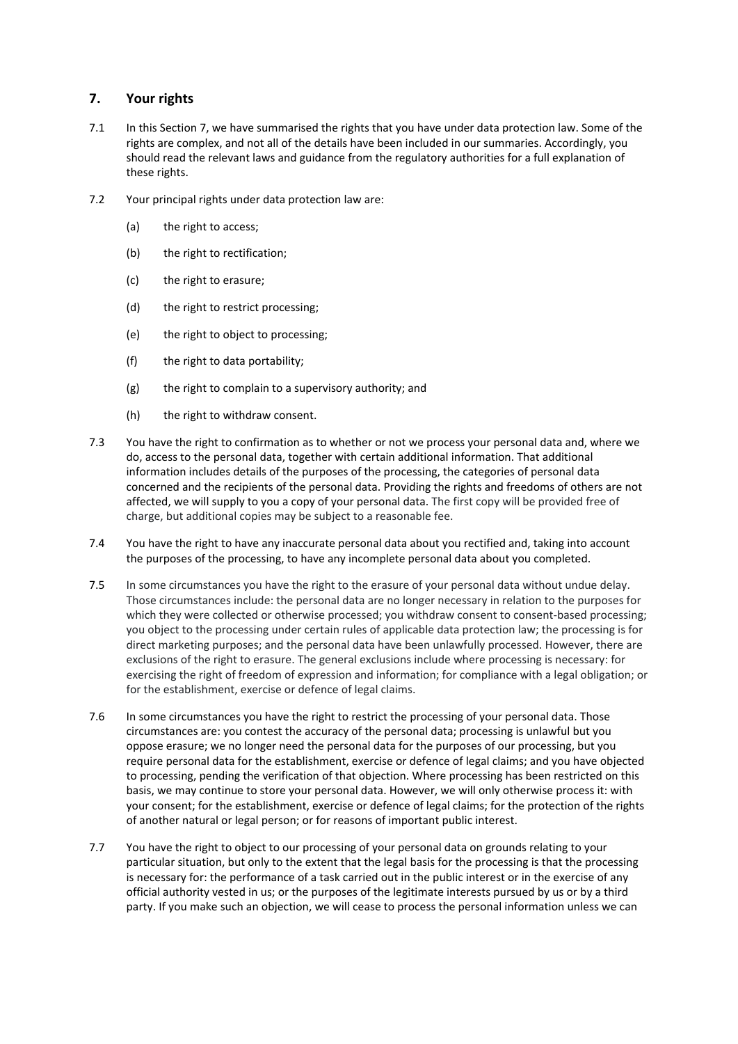## 7. Your rights

7.1 In this Section 7, we have summarised the rights that you have under data protection law. Some of the rights are complex, and not all of the details have been included in our summaries. Accordingly, you should read the relevant laws and guidance from the regulatory authorities for a full explanation of these rights.

7.2 Your principal rights under data protection law are:

(a) the right to access;

(b) the right to rectification;

(c) the right to erasure;

(d) the right to restrict processing;

(e) the right to object to processing;

(f) the right to data portability;

(g) the right to complain to a supervisory authority; and

(h) the right to withdraw consent.

7.3 You have the right to confirmation as to whether or not we process your personal data and, where we do, access to the personal data, together with certain additional information. That additional information includes details of the purposes of the processing, the categories of personal data concerned and the recipients of the personal data. Providing the rights and freedoms of others are not affected, we will supply to you a copy of your personal data. The first copy will be provided free of charge, but additional copies may be subject to a reasonable fee.

7.4 You have the right to have any inaccurate personal data about you rectified and, taking into account the purposes of the processing, to have any incomplete personal data about you completed.

7.5 In some circumstances you have the right to the erasure of your personal data without undue delay. Those circumstances include: the personal data are no longer necessary in relation to the purposes for which they were collected or otherwise processed; you withdraw consent to consent-based processing; you object to the processing under certain rules of applicable data protection law; the processing is for direct marketing purposes; and the personal data have been unlawfully processed. However, there are exclusions of the right to erasure. The general exclusions include where processing is necessary: for exercising the right of freedom of expression and information; for compliance with a legal obligation; or for the establishment, exercise or defence of legal claims.

7.6 In some circumstances you have the right to restrict the processing of your personal data. Those circumstances are: you contest the accuracy of the personal data; processing is unlawful but you oppose erasure; we no longer need the personal data for the purposes of our processing, but you require personal data for the establishment, exercise or defence of legal claims; and you have objected to processing, pending the verification of that objection. Where processing has been restricted on this basis, we may continue to store your personal data. However, we will only otherwise process it: with your consent; for the establishment, exercise or defence of legal claims; for the protection of the rights of another natural or legal person; or for reasons of important public interest.

7.7 You have the right to object to our processing of your personal data on grounds relating to your particular situation, but only to the extent that the legal basis for the processing is that the processing is necessary for: the performance of a task carried out in the public interest or in the exercise of any official authority vested in us; or the purposes of the legitimate interests pursued by us or by a third party. If you make such an objection, we will cease to process the personal information unless we can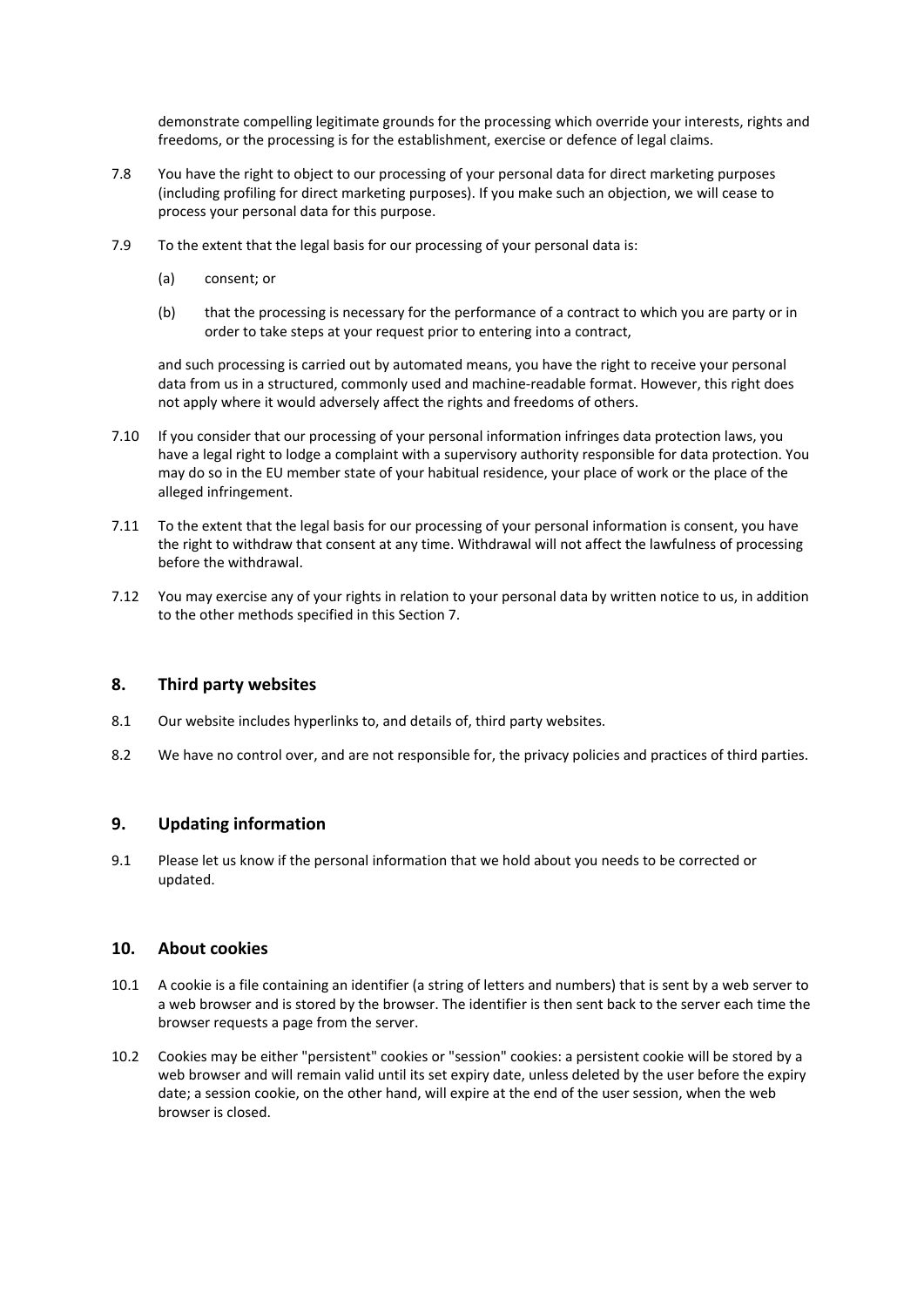demonstrate compelling legitimate grounds for the processing which override your interests, rights and freedoms, or the processing is for the establishment, exercise or defence of legal claims.

7.8 You have the right to object to our processing of your personal data for direct marketing purposes (including profiling for direct marketing purposes). If you make such an objection, we will cease to process your personal data for this purpose.

7.9 To the extent that the legal basis for our processing of your personal data is:

(a) consent; or

(b) that the processing is necessary for the performance of a contract to which you are party or in order to take steps at your request prior to entering into a contract,

and such processing is carried out by automated means, you have the right to receive your personal data from us in a structured, commonly used and machine-readable format. However, this right does not apply where it would adversely affect the rights and freedoms of others.

7.10 If you consider that our processing of your personal information infringes data protection laws, you have a legal right to lodge a complaint with a supervisory authority responsible for data protection. You may do so in the EU member state of your habitual residence, your place of work or the place of the alleged infringement.

7.11 To the extent that the legal basis for our processing of your personal information is consent, you have the right to withdraw that consent at any time. Withdrawal will not affect the lawfulness of processing before the withdrawal.

7.12 You may exercise any of your rights in relation to your personal data by written notice to us, in addition to the other methods specified in this Section 7.

## 8. Third party websites

8.1 Our website includes hyperlinks to, and details of, third party websites.

8.2 We have no control over, and are not responsible for, the privacy policies and practices of third parties.

## 9. Updating information

9.1 Please let us know if the personal information that we hold about you needs to be corrected or updated.

## 10. About cookies

10.1 A cookie is a file containing an identifier (a string of letters and numbers) that is sent by a web server to a web browser and is stored by the browser. The identifier is then sent back to the server each time the browser requests a page from the server.

10.2 Cookies may be either "persistent" cookies or "session" cookies: a persistent cookie will be stored by a web browser and will remain valid until its set expiry date, unless deleted by the user before the expiry date; a session cookie, on the other hand, will expire at the end of the user session, when the web browser is closed.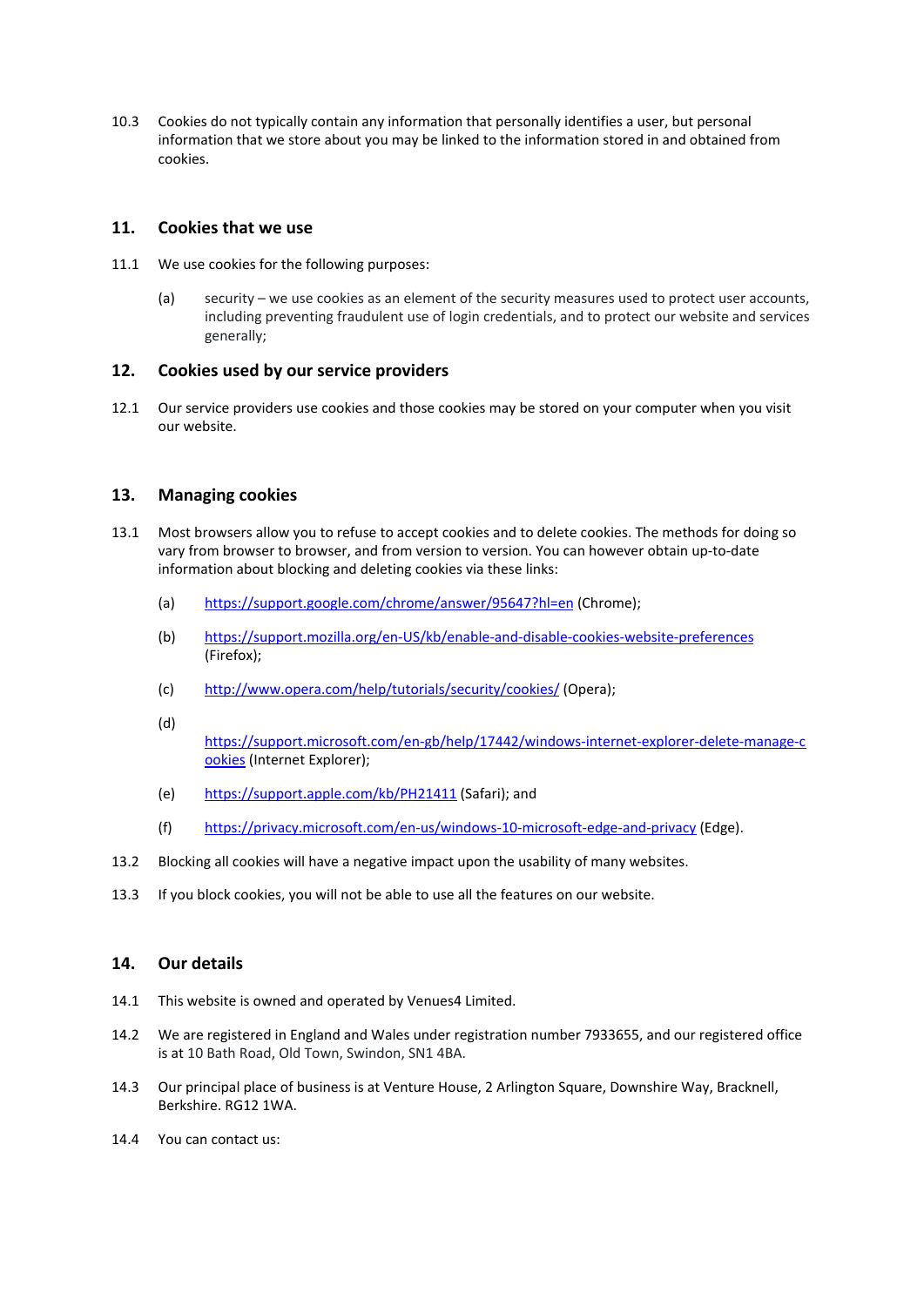10.3 Cookies do not typically contain any information that personally identifies a user, but personal information that we store about you may be linked to the information stored in and obtained from cookies.

## 11. Cookies that we use

11.1 We use cookies for the following purposes:

(a) security – we use cookies as an element of the security measures used to protect user accounts, including preventing fraudulent use of login credentials, and to protect our website and services generally;

## 12. Cookies used by our service providers

12.1 Our service providers use cookies and those cookies may be stored on your computer when you visit our website.

## 13. Managing cookies

13.1 Most browsers allow you to refuse to accept cookies and to delete cookies. The methods for doing so vary from browser to browser, and from version to version. You can however obtain up-to-date information about blocking and deleting cookies via these links:

(a) [https://support.google.com/chrome/answer/95647?hl=en](https://support.google.com/chrome/answer/95647?hl=en) (Chrome);

(b) [https://support.mozilla.org/en-US/kb/enable-and-disable-cookies-website-preferences](https://support.mozilla.org/en-US/kb/enable-and-disable-cookies-website-preferences) (Firefox);

(c) [http://www.opera.com/help/tutorials/security/cookies/](http://www.opera.com/help/tutorials/security/cookies/) (Opera);

(d) [https://support.microsoft.com/en-gb/help/17442/windows-internet-explorer-delete-manage-cookies](https://support.microsoft.com/en-gb/help/17442/windows-internet-explorer-delete-manage-cookies) (Internet Explorer);

(e) [https://support.apple.com/kb/PH21411](https://support.apple.com/kb/PH21411) (Safari); and

(f) [https://privacy.microsoft.com/en-us/windows-10-microsoft-edge-and-privacy](https://privacy.microsoft.com/en-us/windows-10-microsoft-edge-and-privacy) (Edge).

13.2 Blocking all cookies will have a negative impact upon the usability of many websites.

13.3 If you block cookies, you will not be able to use all the features on our website.

## 14. Our details

14.1 This website is owned and operated by Venues4 Limited.

14.2 We are registered in England and Wales under registration number 7933655, and our registered office is at 10 Bath Road, Old Town, Swindon, SN1 4BA.

14.3 Our principal place of business is at Venture House, 2 Arlington Square, Downshire Way, Bracknell, Berkshire. RG12 1WA.

14.4 You can contact us: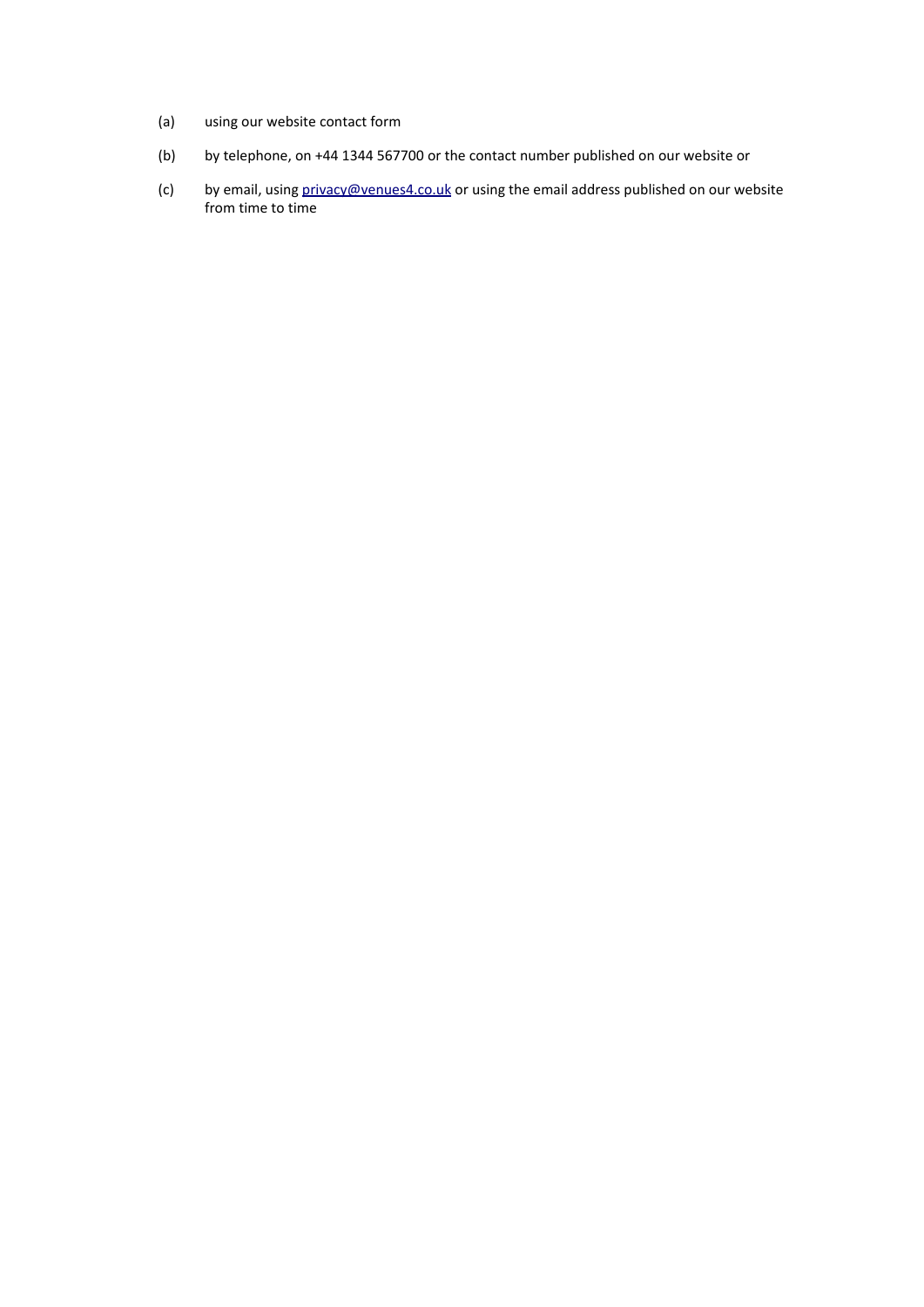(a) using our website contact form

(b) by telephone, on +44 1344 567700 or the contact number published on our website or

(c) by email, using privacy@venues4.co.uk or using the email address published on our website from time to time